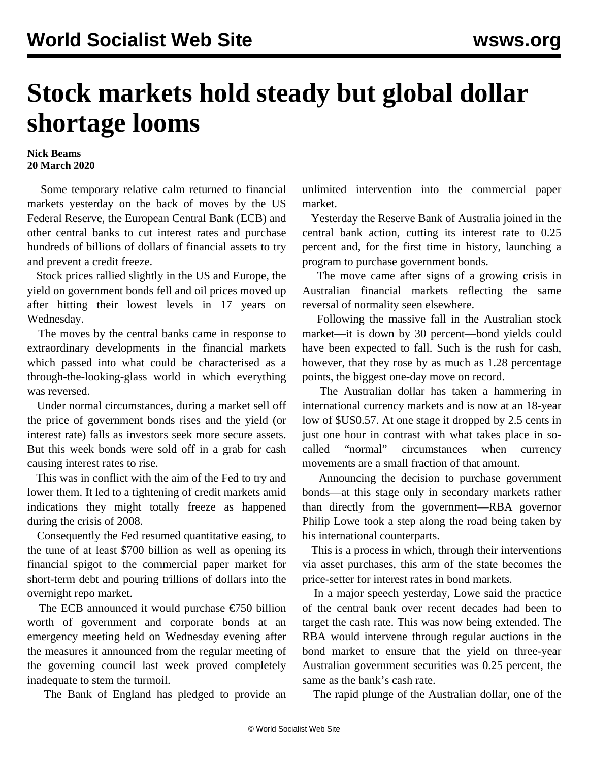# Stock markets hold steady but global dollar shortage looms

**Nick Beams**
**20 March 2020**

Some temporary relative calm returned to financial markets yesterday on the back of moves by the US Federal Reserve, the European Central Bank (ECB) and other central banks to cut interest rates and purchase hundreds of billions of dollars of financial assets to try and prevent a credit freeze.

Stock prices rallied slightly in the US and Europe, the yield on government bonds fell and oil prices moved up after hitting their lowest levels in 17 years on Wednesday.

The moves by the central banks came in response to extraordinary developments in the financial markets which passed into what could be characterised as a through-the-looking-glass world in which everything was reversed.

Under normal circumstances, during a market sell off the price of government bonds rises and the yield (or interest rate) falls as investors seek more secure assets. But this week bonds were sold off in a grab for cash causing interest rates to rise.

This was in conflict with the aim of the Fed to try and lower them. It led to a tightening of credit markets amid indications they might totally freeze as happened during the crisis of 2008.

Consequently the Fed resumed quantitative easing, to the tune of at least $700 billion as well as opening its financial spigot to the commercial paper market for short-term debt and pouring trillions of dollars into the overnight repo market.

The ECB announced it would purchase €750 billion worth of government and corporate bonds at an emergency meeting held on Wednesday evening after the measures it announced from the regular meeting of the governing council last week proved completely inadequate to stem the turmoil.

The Bank of England has pledged to provide an unlimited intervention into the commercial paper market.

Yesterday the Reserve Bank of Australia joined in the central bank action, cutting its interest rate to 0.25 percent and, for the first time in history, launching a program to purchase government bonds.

The move came after signs of a growing crisis in Australian financial markets reflecting the same reversal of normality seen elsewhere.

Following the massive fall in the Australian stock market—it is down by 30 percent—bond yields could have been expected to fall. Such is the rush for cash, however, that they rose by as much as 1.28 percentage points, the biggest one-day move on record.

The Australian dollar has taken a hammering in international currency markets and is now at an 18-year low of $US0.57. At one stage it dropped by 2.5 cents in just one hour in contrast with what takes place in so-called "normal" circumstances when currency movements are a small fraction of that amount.

Announcing the decision to purchase government bonds—at this stage only in secondary markets rather than directly from the government—RBA governor Philip Lowe took a step along the road being taken by his international counterparts.

This is a process in which, through their interventions via asset purchases, this arm of the state becomes the price-setter for interest rates in bond markets.

In a major speech yesterday, Lowe said the practice of the central bank over recent decades had been to target the cash rate. This was now being extended. The RBA would intervene through regular auctions in the bond market to ensure that the yield on three-year Australian government securities was 0.25 percent, the same as the bank's cash rate.

The rapid plunge of the Australian dollar, one of the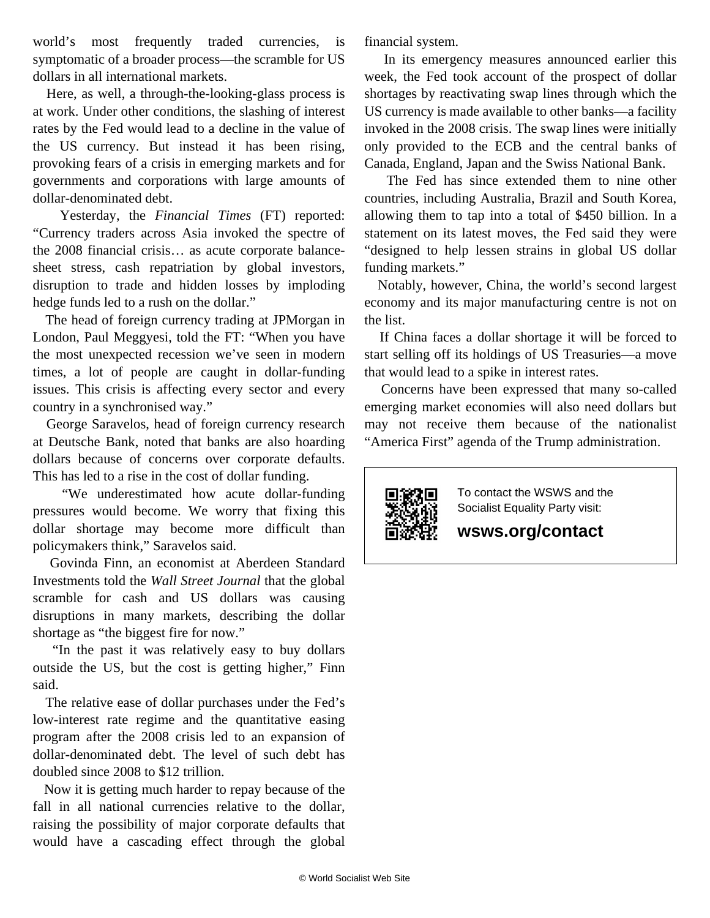world's most frequently traded currencies, is symptomatic of a broader process—the scramble for US dollars in all international markets.

Here, as well, a through-the-looking-glass process is at work. Under other conditions, the slashing of interest rates by the Fed would lead to a decline in the value of the US currency. But instead it has been rising, provoking fears of a crisis in emerging markets and for governments and corporations with large amounts of dollar-denominated debt.

Yesterday, the *Financial Times* (FT) reported: "Currency traders across Asia invoked the spectre of the 2008 financial crisis… as acute corporate balance-sheet stress, cash repatriation by global investors, disruption to trade and hidden losses by imploding hedge funds led to a rush on the dollar."

The head of foreign currency trading at JPMorgan in London, Paul Meggyesi, told the FT: "When you have the most unexpected recession we've seen in modern times, a lot of people are caught in dollar-funding issues. This crisis is affecting every sector and every country in a synchronised way."

George Saravelos, head of foreign currency research at Deutsche Bank, noted that banks are also hoarding dollars because of concerns over corporate defaults. This has led to a rise in the cost of dollar funding.

"We underestimated how acute dollar-funding pressures would become. We worry that fixing this dollar shortage may become more difficult than policymakers think," Saravelos said.

Govinda Finn, an economist at Aberdeen Standard Investments told the *Wall Street Journal* that the global scramble for cash and US dollars was causing disruptions in many markets, describing the dollar shortage as "the biggest fire for now."

"In the past it was relatively easy to buy dollars outside the US, but the cost is getting higher," Finn said.

The relative ease of dollar purchases under the Fed's low-interest rate regime and the quantitative easing program after the 2008 crisis led to an expansion of dollar-denominated debt. The level of such debt has doubled since 2008 to $12 trillion.

Now it is getting much harder to repay because of the fall in all national currencies relative to the dollar, raising the possibility of major corporate defaults that would have a cascading effect through the global financial system.

In its emergency measures announced earlier this week, the Fed took account of the prospect of dollar shortages by reactivating swap lines through which the US currency is made available to other banks—a facility invoked in the 2008 crisis. The swap lines were initially only provided to the ECB and the central banks of Canada, England, Japan and the Swiss National Bank.

The Fed has since extended them to nine other countries, including Australia, Brazil and South Korea, allowing them to tap into a total of $450 billion. In a statement on its latest moves, the Fed said they were "designed to help lessen strains in global US dollar funding markets."

Notably, however, China, the world's second largest economy and its major manufacturing centre is not on the list.

If China faces a dollar shortage it will be forced to start selling off its holdings of US Treasuries—a move that would lead to a spike in interest rates.

Concerns have been expressed that many so-called emerging market economies will also need dollars but may not receive them because of the nationalist "America First" agenda of the Trump administration.

To contact the WSWS and the Socialist Equality Party visit:

**wsws.org/contact**